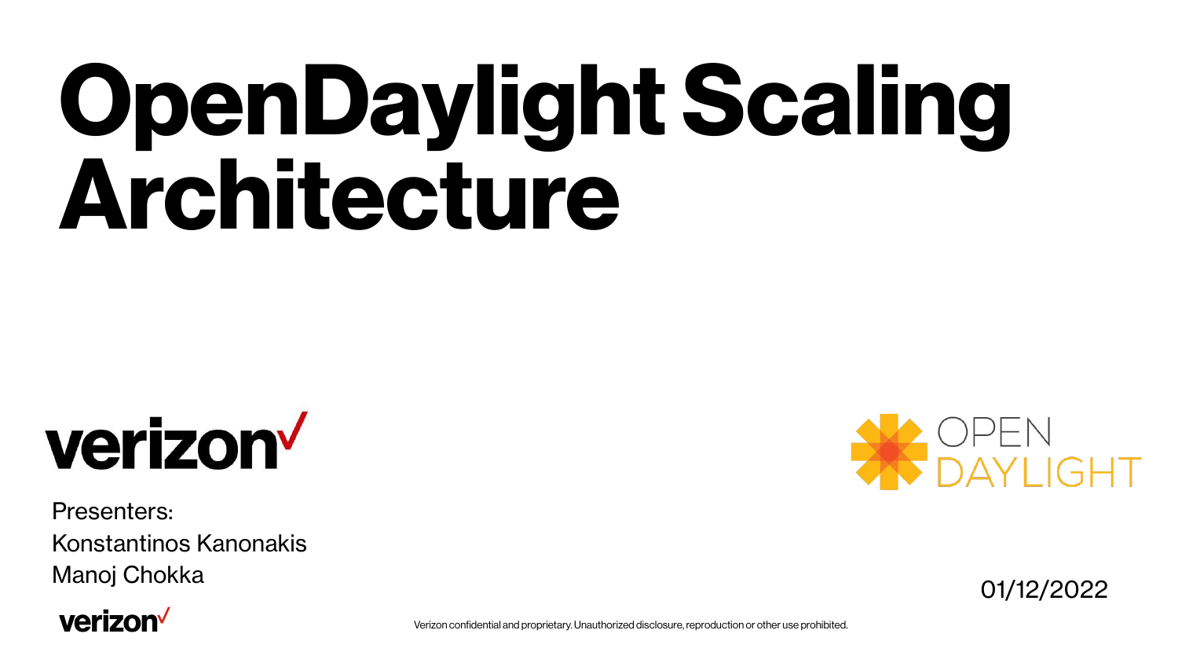# OpenDaylight Scaling Architecture

Presenters:
Konstantinos Kanonakis
Manoj Chokka

01/12/2022

Verizon confidential and proprietary. Unauthorized disclosure, reproduction or other use prohibited.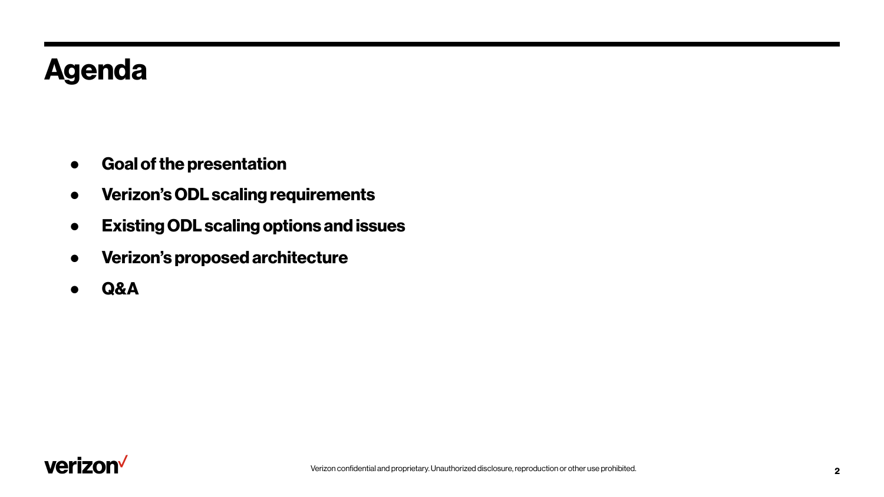# Agenda

- **Goal of the presentation**
- **Verizon's ODL scaling requirements**
- **Existing ODL scaling options and issues**
- **Verizon's proposed architecture**
- **Q&A**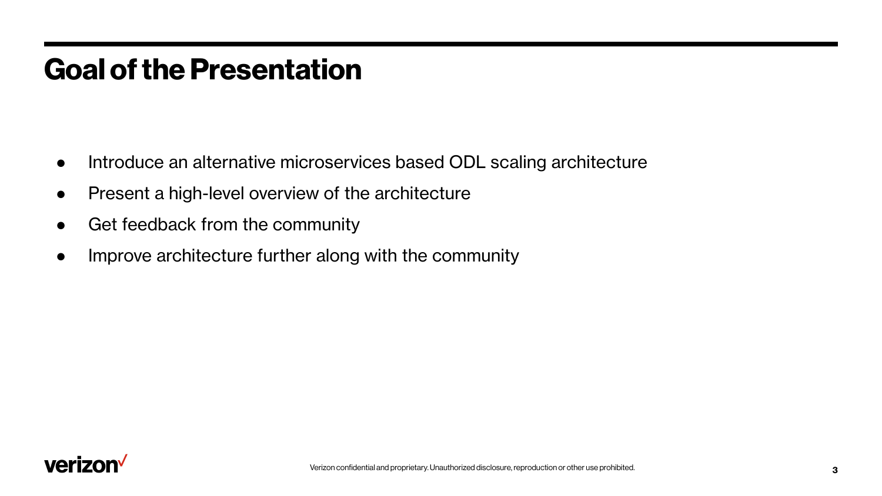# Goal of the Presentation

- Introduce an alternative microservices based ODL scaling architecture
- Present a high-level overview of the architecture
- Get feedback from the community
- Improve architecture further along with the community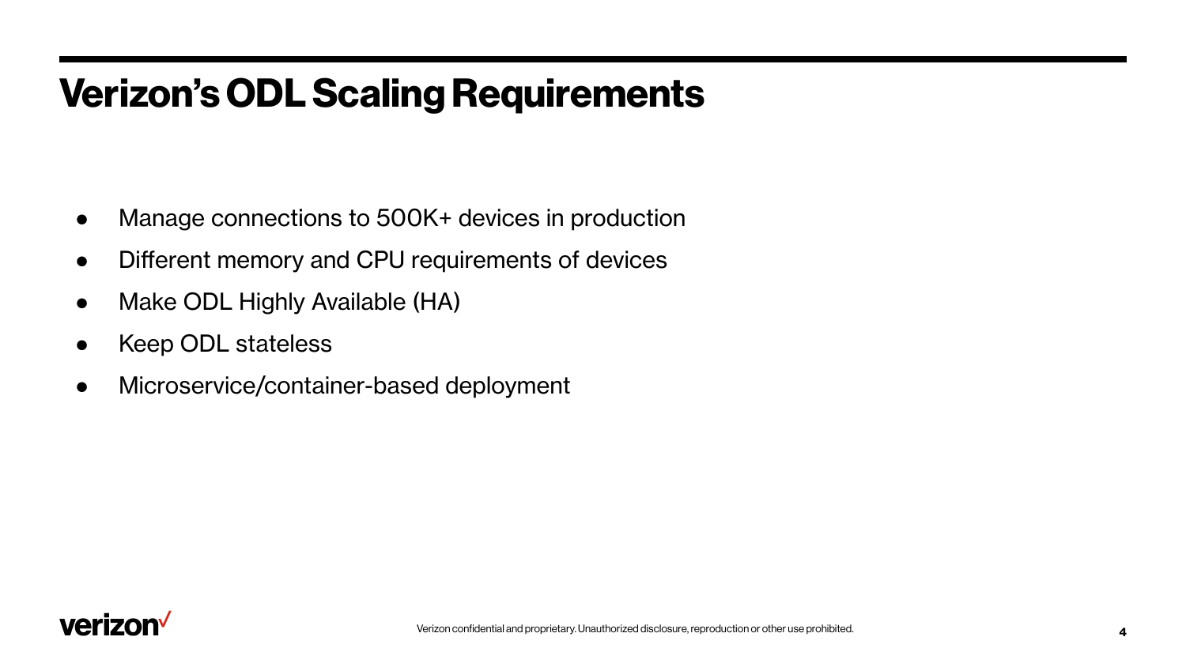# Verizon’s ODL Scaling Requirements

- Manage connections to 500K+ devices in production
- Different memory and CPU requirements of devices
- Make ODL Highly Available (HA)
- Keep ODL stateless
- Microservice/container-based deployment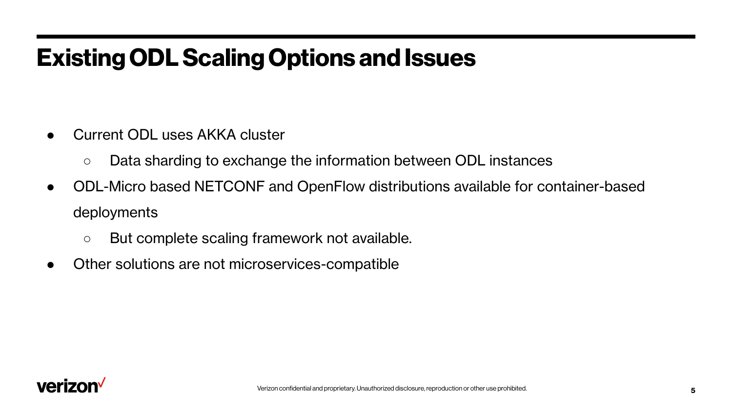# Existing ODL Scaling Options and Issues

- Current ODL uses AKKA cluster
  - Data sharding to exchange the information between ODL instances
- ODL-Micro based NETCONF and OpenFlow distributions available for container-based deployments
  - But complete scaling framework not available.
- Other solutions are not microservices-compatible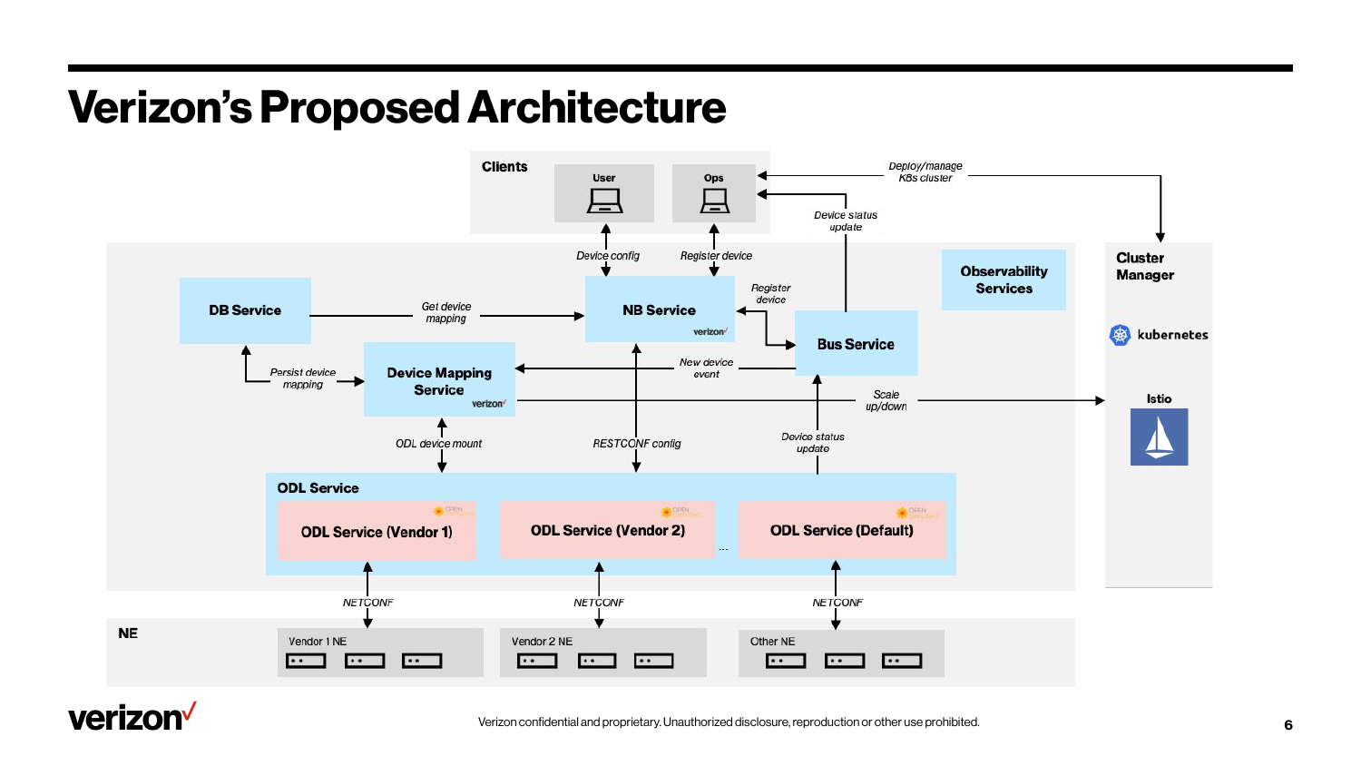# Verizon's Proposed Architecture

Clients

User

Ops

Deploy/manage K8s cluster

Device status update

Device config

Register device

Cluster Manager

kubernetes

Istio

Observability Services

DB Service

Get device mapping

NB Service

Register device

Bus Service

Persist device mapping

Device Mapping Service

New device event

Scale up/down

ODL device mount

RESTCONF config

Device status update

ODL Service

ODL Service (Vendor 1)

ODL Service (Vendor 2)

...

ODL Service (Default)

NETCONF

NETCONF

NETCONF

NE

Vendor 1 NE

Vendor 2 NE

Other NE

Verizon confidential and proprietary. Unauthorized disclosure, reproduction or other use prohibited.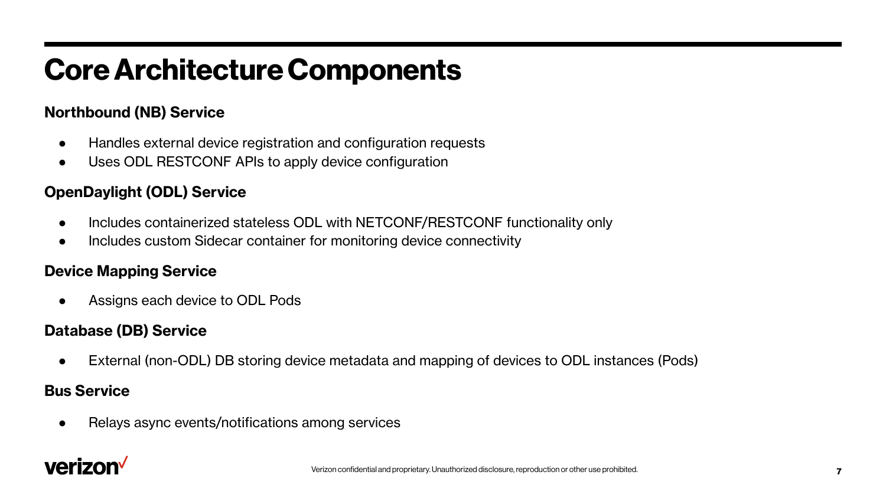# Core Architecture Components

**Northbound (NB) Service**

- Handles external device registration and configuration requests
- Uses ODL RESTCONF APIs to apply device configuration

**OpenDaylight (ODL) Service**

- Includes containerized stateless ODL with NETCONF/RESTCONF functionality only
- Includes custom Sidecar container for monitoring device connectivity

**Device Mapping Service**

- Assigns each device to ODL Pods

**Database (DB) Service**

- External (non-ODL) DB storing device metadata and mapping of devices to ODL instances (Pods)

**Bus Service**

- Relays async events/notifications among services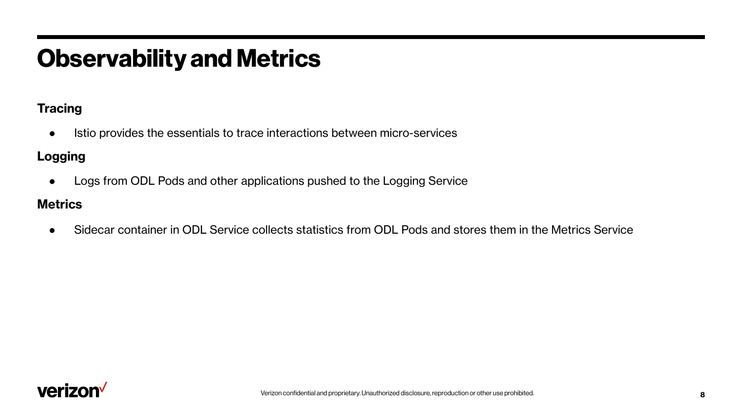# Observability and Metrics

**Tracing**

- Istio provides the essentials to trace interactions between micro-services

**Logging**

- Logs from ODL Pods and other applications pushed to the Logging Service

**Metrics**

- Sidecar container in ODL Service collects statistics from ODL Pods and stores them in the Metrics Service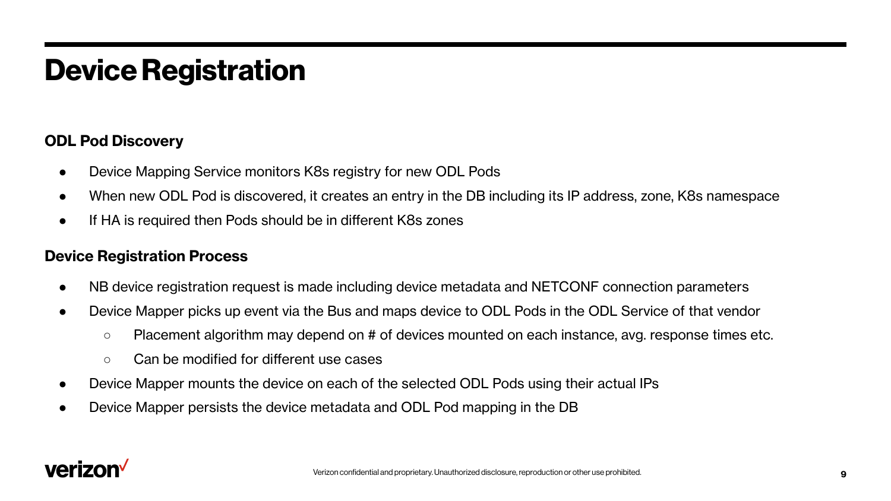# Device Registration

### ODL Pod Discovery

- Device Mapping Service monitors K8s registry for new ODL Pods
- When new ODL Pod is discovered, it creates an entry in the DB including its IP address, zone, K8s namespace
- If HA is required then Pods should be in different K8s zones

### Device Registration Process

- NB device registration request is made including device metadata and NETCONF connection parameters
- Device Mapper picks up event via the Bus and maps device to ODL Pods in the ODL Service of that vendor
  - Placement algorithm may depend on # of devices mounted on each instance, avg. response times etc.
  - Can be modified for different use cases
- Device Mapper mounts the device on each of the selected ODL Pods using their actual IPs
- Device Mapper persists the device metadata and ODL Pod mapping in the DB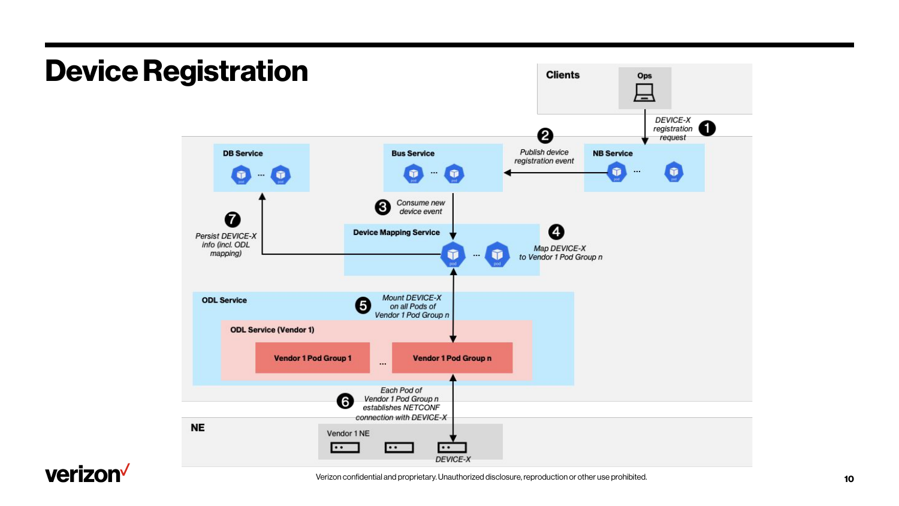# Device Registration

**Clients**

**Ops**

❶ DEVICE-X registration request

**NB Service**

❷ Publish device registration event

**Bus Service**

❸ Consume new device event

**Device Mapping Service**

❹ Map DEVICE-X to Vendor 1 Pod Group n

**DB Service**

❼ Persist DEVICE-X info (incl. ODL mapping)

**ODL Service**

❺ Mount DEVICE-X on all Pods of Vendor 1 Pod Group n

**ODL Service (Vendor 1)**

**Vendor 1 Pod Group 1** ... **Vendor 1 Pod Group n**

❻ Each Pod of Vendor 1 Pod Group n establishes NETCONF connection with DEVICE-X

**NE**

Vendor 1 NE

DEVICE-X

Verizon confidential and proprietary. Unauthorized disclosure, reproduction or other use prohibited.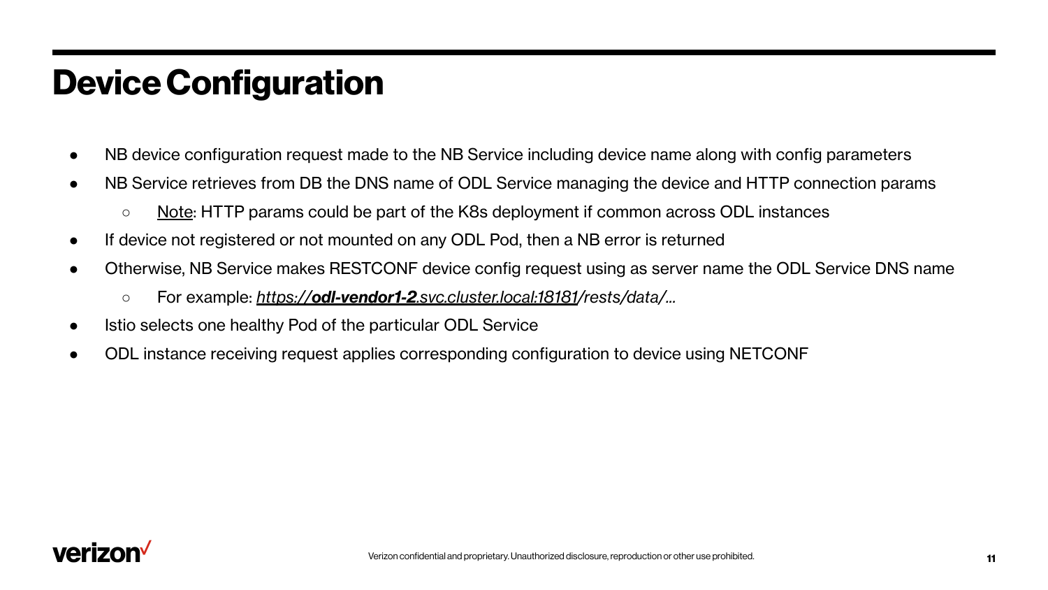# Device Configuration

- NB device configuration request made to the NB Service including device name along with config parameters
- NB Service retrieves from DB the DNS name of ODL Service managing the device and HTTP connection params
  - Note: HTTP params could be part of the K8s deployment if common across ODL instances
- If device not registered or not mounted on any ODL Pod, then a NB error is returned
- Otherwise, NB Service makes RESTCONF device config request using as server name the ODL Service DNS name
  - For example: *https://**odl-vendor1-2**.svc.cluster.local:18181/rests/data/...*
- Istio selects one healthy Pod of the particular ODL Service
- ODL instance receiving request applies corresponding configuration to device using NETCONF

Verizon confidential and proprietary. Unauthorized disclosure, reproduction or other use prohibited.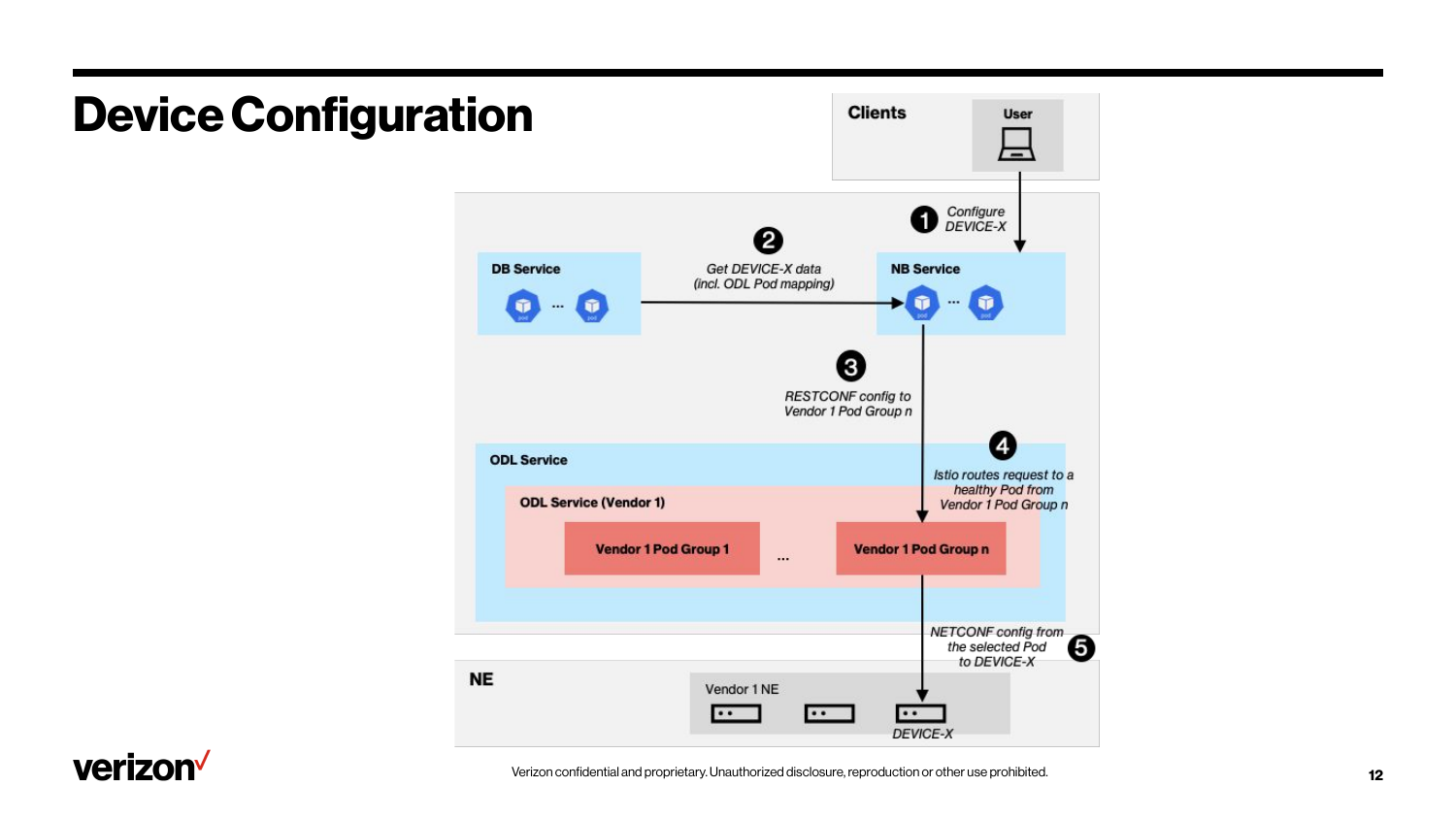# Device Configuration

Clients

User

1. Configure DEVICE-X

DB Service

2. Get DEVICE-X data (incl. ODL Pod mapping)

NB Service

3. RESTCONF config to Vendor 1 Pod Group n

ODL Service

ODL Service (Vendor 1)

4. Istio routes request to a healthy Pod from Vendor 1 Pod Group n

Vendor 1 Pod Group 1 ... Vendor 1 Pod Group n

5. NETCONF config from the selected Pod to DEVICE-X

NE

Vendor 1 NE

DEVICE-X

Verizon confidential and proprietary. Unauthorized disclosure, reproduction or other use prohibited.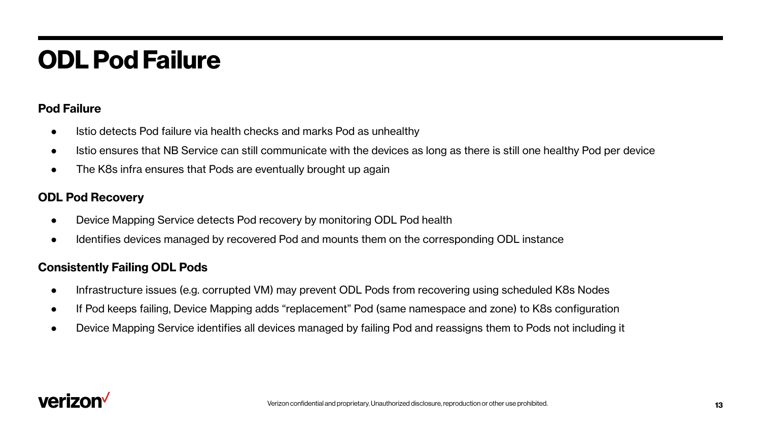# ODL Pod Failure

**Pod Failure**

- Istio detects Pod failure via health checks and marks Pod as unhealthy
- Istio ensures that NB Service can still communicate with the devices as long as there is still one healthy Pod per device
- The K8s infra ensures that Pods are eventually brought up again

**ODL Pod Recovery**

- Device Mapping Service detects Pod recovery by monitoring ODL Pod health
- Identifies devices managed by recovered Pod and mounts them on the corresponding ODL instance

**Consistently Failing ODL Pods**

- Infrastructure issues (e.g. corrupted VM) may prevent ODL Pods from recovering using scheduled K8s Nodes
- If Pod keeps failing, Device Mapping adds "replacement" Pod (same namespace and zone) to K8s configuration
- Device Mapping Service identifies all devices managed by failing Pod and reassigns them to Pods not including it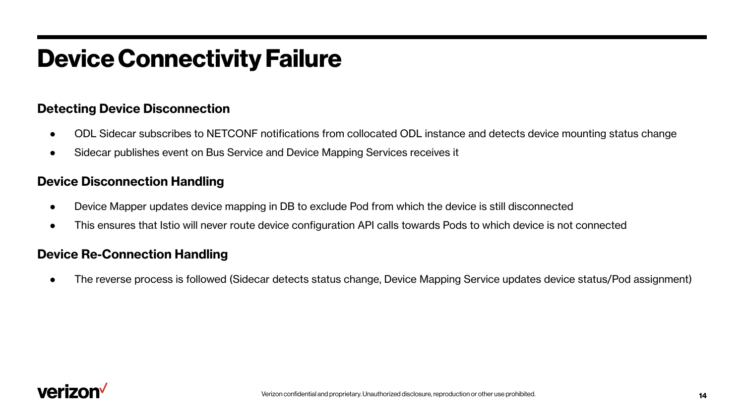# Device Connectivity Failure

### Detecting Device Disconnection

- ODL Sidecar subscribes to NETCONF notifications from collocated ODL instance and detects device mounting status change
- Sidecar publishes event on Bus Service and Device Mapping Services receives it

### Device Disconnection Handling

- Device Mapper updates device mapping in DB to exclude Pod from which the device is still disconnected
- This ensures that Istio will never route device configuration API calls towards Pods to which device is not connected

### Device Re-Connection Handling

- The reverse process is followed (Sidecar detects status change, Device Mapping Service updates device status/Pod assignment)

Verizon confidential and proprietary. Unauthorized disclosure, reproduction or other use prohibited.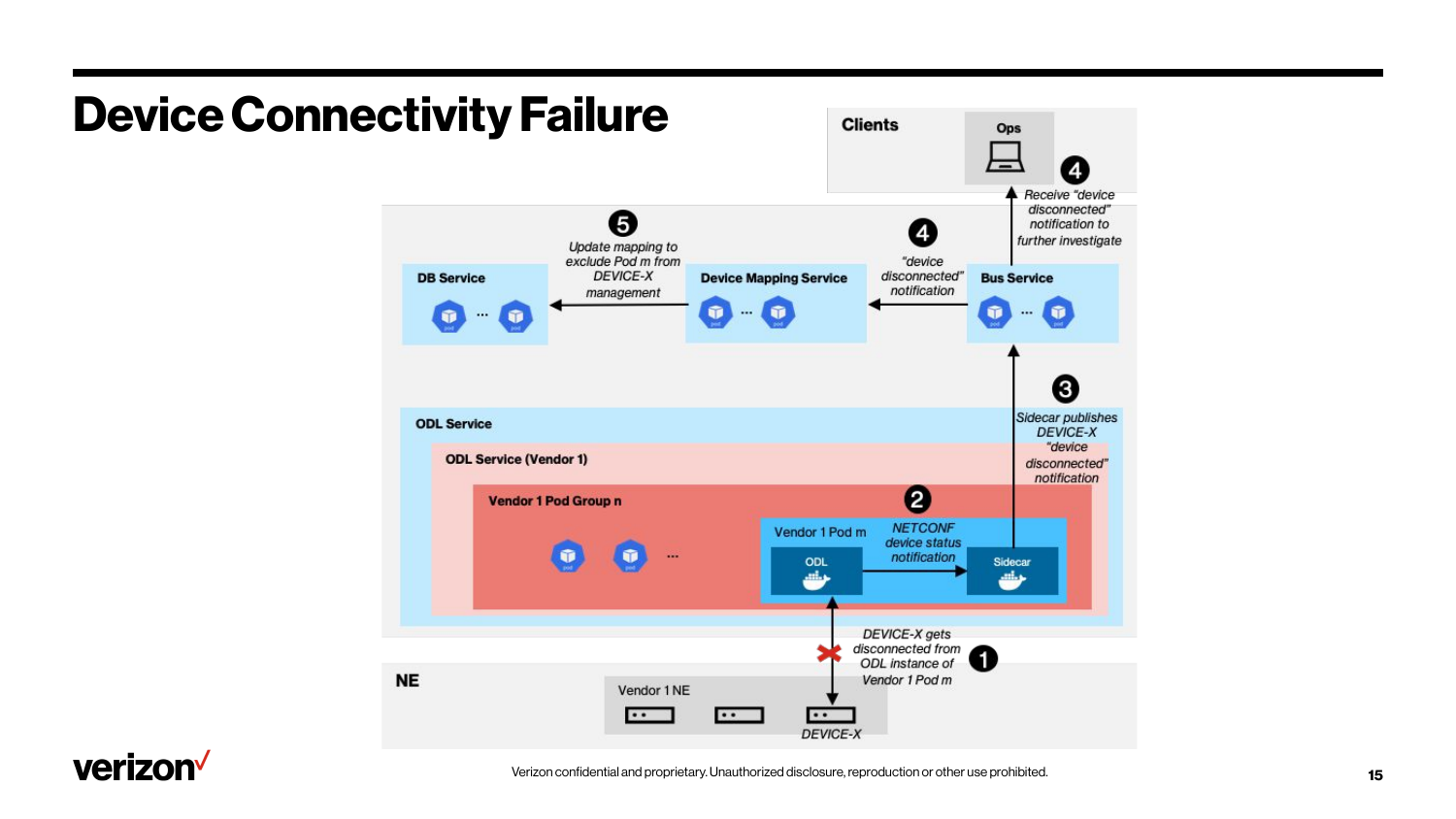# Device Connectivity Failure

**Clients**

Ops

❹ Receive "device disconnected" notification to further investigate

**DB Service**

❺ Update mapping to exclude Pod m from DEVICE-X management

**Device Mapping Service**

❹ "device disconnected" notification

**Bus Service**

❸ Sidecar publishes DEVICE-X "device disconnected" notification

**ODL Service**

**ODL Service (Vendor 1)**

**Vendor 1 Pod Group n**

Vendor 1 Pod m

ODL

❷ NETCONF device status notification

Sidecar

❶ DEVICE-X gets disconnected from ODL instance of Vendor 1 Pod m

**NE**

Vendor 1 NE

DEVICE-X

Verizon confidential and proprietary. Unauthorized disclosure, reproduction or other use prohibited.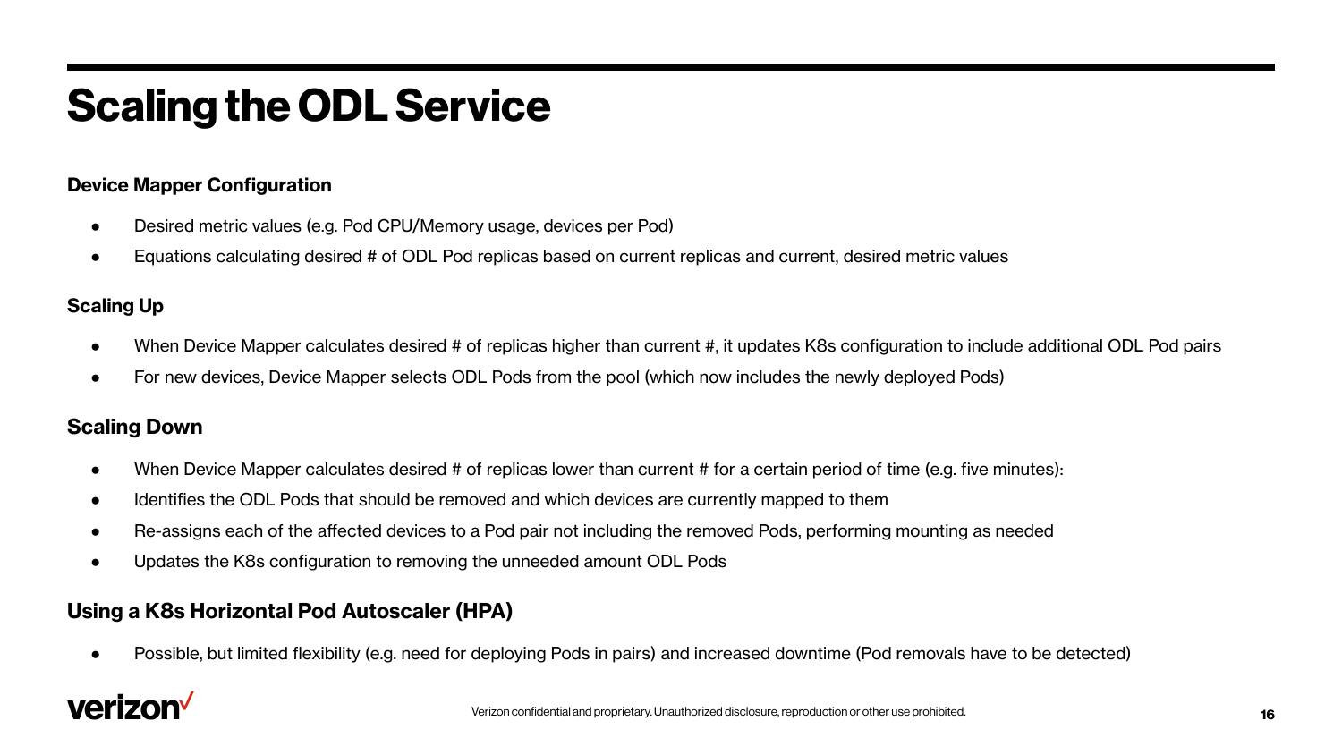# Scaling the ODL Service

**Device Mapper Configuration**

- Desired metric values (e.g. Pod CPU/Memory usage, devices per Pod)
- Equations calculating desired # of ODL Pod replicas based on current replicas and current, desired metric values

**Scaling Up**

- When Device Mapper calculates desired # of replicas higher than current #, it updates K8s configuration to include additional ODL Pod pairs
- For new devices, Device Mapper selects ODL Pods from the pool (which now includes the newly deployed Pods)

**Scaling Down**

- When Device Mapper calculates desired # of replicas lower than current # for a certain period of time (e.g. five minutes):
- Identifies the ODL Pods that should be removed and which devices are currently mapped to them
- Re-assigns each of the affected devices to a Pod pair not including the removed Pods, performing mounting as needed
- Updates the K8s configuration to removing the unneeded amount ODL Pods

**Using a K8s Horizontal Pod Autoscaler (HPA)**

- Possible, but limited flexibility (e.g. need for deploying Pods in pairs) and increased downtime (Pod removals have to be detected)

verizon✓

Verizon confidential and proprietary. Unauthorized disclosure, reproduction or other use prohibited.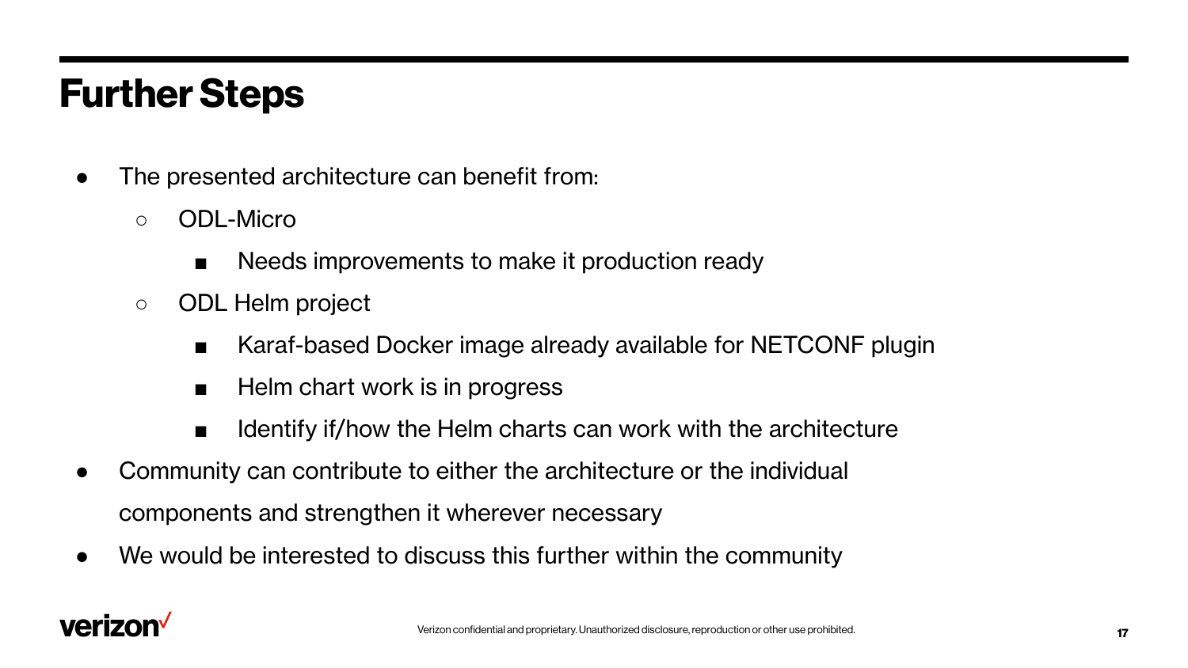# Further Steps

- The presented architecture can benefit from:
  - ODL-Micro
    - Needs improvements to make it production ready
  - ODL Helm project
    - Karaf-based Docker image already available for NETCONF plugin
    - Helm chart work is in progress
    - Identify if/how the Helm charts can work with the architecture
- Community can contribute to either the architecture or the individual components and strengthen it wherever necessary
- We would be interested to discuss this further within the community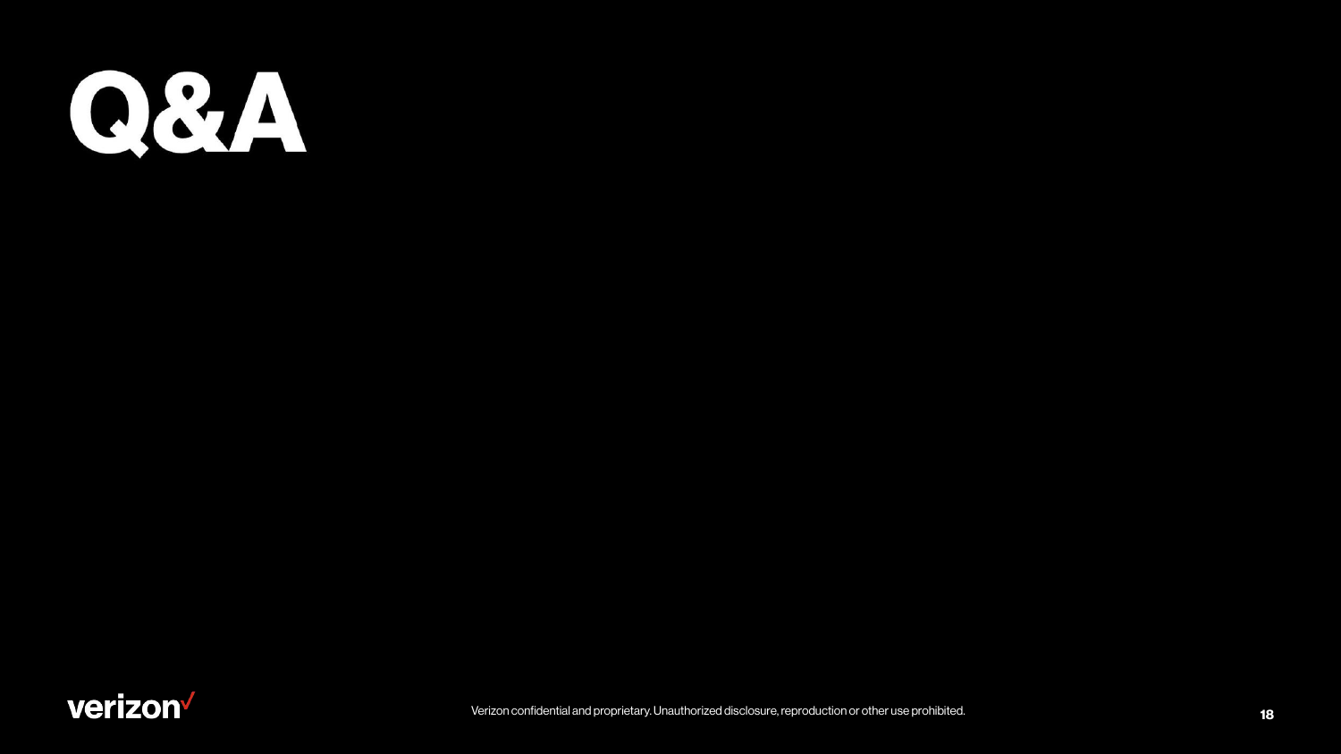# Q&A

Verizon confidential and proprietary. Unauthorized disclosure, reproduction or other use prohibited.